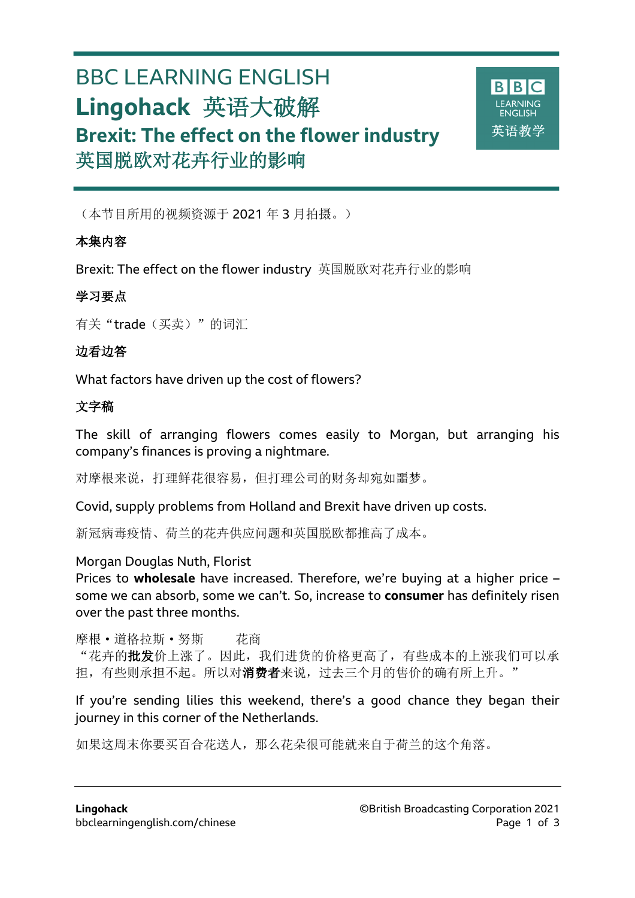# BBC LEARNING ENGLISH

# Lingohack 英语大破解

## Brexit: The effect on the flower industry

## 英国脱欧对花卉行业的影响

（本节目所用的视频资源于 2021 年 3 月拍摄。）

**本集内容**

Brexit: The effect on the flower industry 英国脱欧对花卉行业的影响

**学习要点**

有关“trade（买卖）”的词汇

**边看边答**

What factors have driven up the cost of flowers?

**文字稿**

The skill of arranging flowers comes easily to Morgan, but arranging his company's finances is proving a nightmare.

对摩根来说，打理鲜花很容易，但打理公司的财务却宛如噩梦。

Covid, supply problems from Holland and Brexit have driven up costs.

新冠病毒疫情、荷兰的花卉供应问题和英国脱欧都推高了成本。

Morgan Douglas Nuth, Florist
Prices to **wholesale** have increased. Therefore, we're buying at a higher price – some we can absorb, some we can't. So, increase to **consumer** has definitely risen over the past three months.

摩根·道格拉斯·努斯　　花商
“花卉的**批发**价上涨了。因此，我们进货的价格更高了，有些成本的上涨我们可以承担，有些则承担不起。所以对**消费者**来说，过去三个月的售价的确有所上升。”

If you're sending lilies this weekend, there's a good chance they began their journey in this corner of the Netherlands.

如果这周末你要买百合花送人，那么花朵很可能就来自于荷兰的这个角落。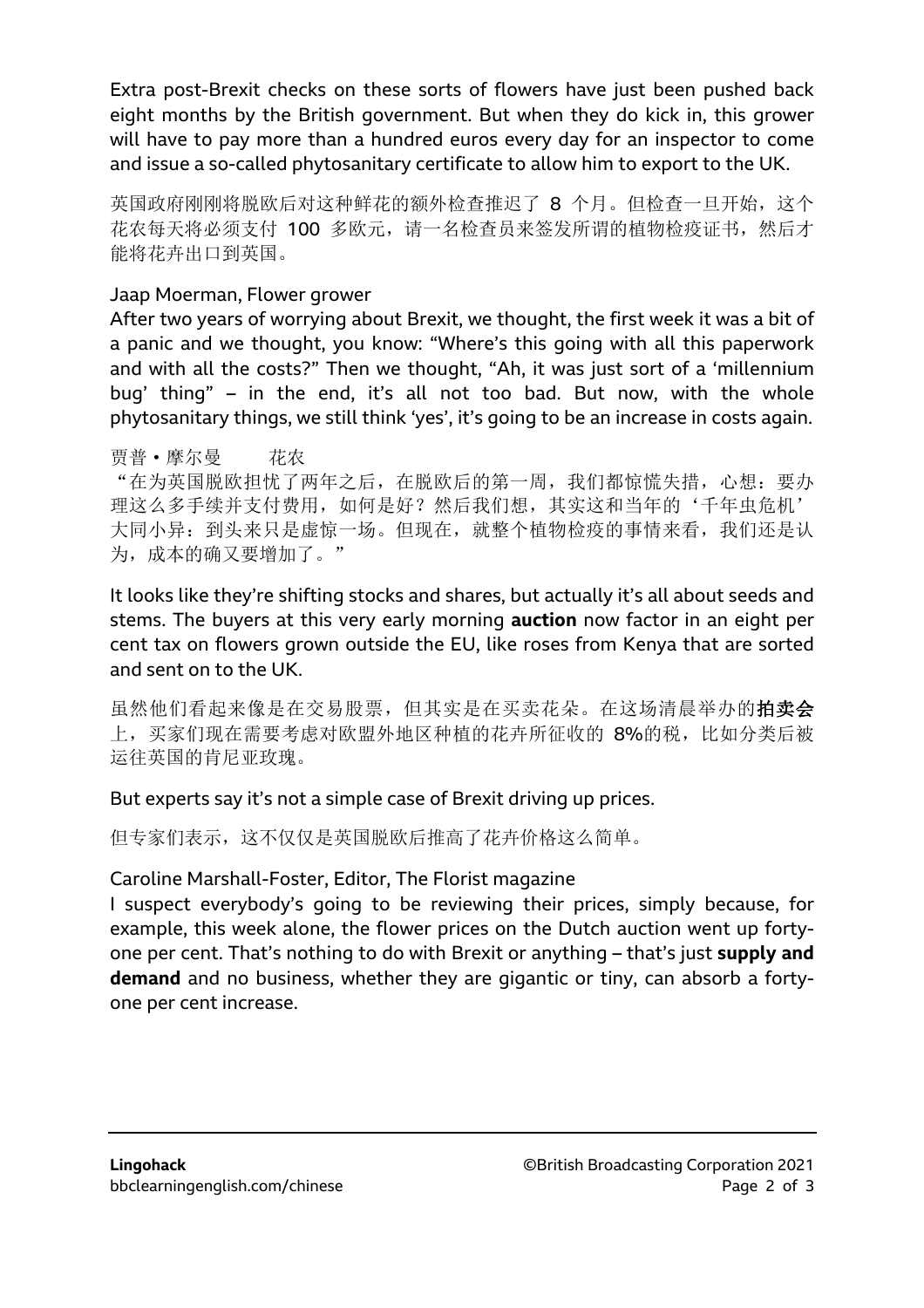Extra post-Brexit checks on these sorts of flowers have just been pushed back eight months by the British government. But when they do kick in, this grower will have to pay more than a hundred euros every day for an inspector to come and issue a so-called phytosanitary certificate to allow him to export to the UK.

英国政府刚刚将脱欧后对这种鲜花的额外检查推迟了 8 个月。但检查一旦开始，这个花农每天将必须支付 100 多欧元，请一名检查员来签发所谓的植物检疫证书，然后才能将花卉出口到英国。

Jaap Moerman, Flower grower
After two years of worrying about Brexit, we thought, the first week it was a bit of a panic and we thought, you know: "Where's this going with all this paperwork and with all the costs?" Then we thought, "Ah, it was just sort of a 'millennium bug' thing" – in the end, it's all not too bad. But now, with the whole phytosanitary things, we still think 'yes', it's going to be an increase in costs again.

贾普・摩尔曼　　花农
"在为英国脱欧担忧了两年之后，在脱欧后的第一周，我们都惊慌失措，心想：要办理这么多手续并支付费用，如何是好？然后我们想，其实这和当年的'千年虫危机'大同小异：到头来只是虚惊一场。但现在，就整个植物检疫的事情来看，我们还是认为，成本的确又要增加了。"

It looks like they're shifting stocks and shares, but actually it's all about seeds and stems. The buyers at this very early morning **auction** now factor in an eight per cent tax on flowers grown outside the EU, like roses from Kenya that are sorted and sent on to the UK.

虽然他们看起来像是在交易股票，但其实是在买卖花朵。在这场清晨举办的**拍卖会**上，买家们现在需要考虑对欧盟外地区种植的花卉所征收的 8%的税，比如分类后被运往英国的肯尼亚玫瑰。

But experts say it's not a simple case of Brexit driving up prices.

但专家们表示，这不仅仅是英国脱欧后推高了花卉价格这么简单。

Caroline Marshall-Foster, Editor, The Florist magazine
I suspect everybody's going to be reviewing their prices, simply because, for example, this week alone, the flower prices on the Dutch auction went up forty-one per cent. That's nothing to do with Brexit or anything – that's just **supply and demand** and no business, whether they are gigantic or tiny, can absorb a forty-one per cent increase.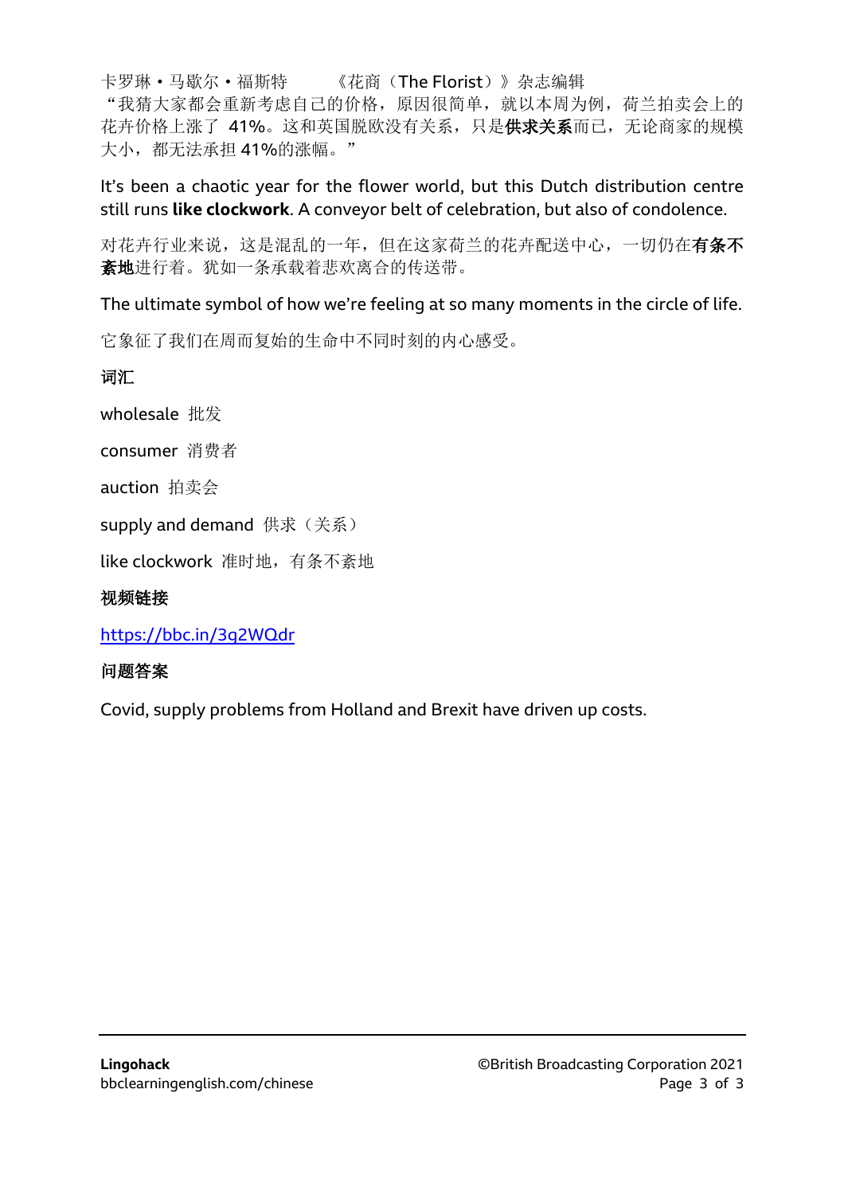卡罗琳・马歇尔・福斯特　　《花商（The Florist）》杂志编辑
“我猜大家都会重新考虑自己的价格，原因很简单，就以本周为例，荷兰拍卖会上的花卉价格上涨了 41%。这和英国脱欧没有关系，只是**供求关系**而已，无论商家的规模大小，都无法承担 41%的涨幅。”

It's been a chaotic year for the flower world, but this Dutch distribution centre still runs **like clockwork**. A conveyor belt of celebration, but also of condolence.

对花卉行业来说，这是混乱的一年，但在这家荷兰的花卉配送中心，一切仍在**有条不紊地**进行着。犹如一条承载着悲欢离合的传送带。

The ultimate symbol of how we're feeling at so many moments in the circle of life.

它象征了我们在周而复始的生命中不同时刻的内心感受。

**词汇**

wholesale 批发

consumer 消费者

auction 拍卖会

supply and demand 供求（关系）

like clockwork 准时地，有条不紊地

**视频链接**

https://bbc.in/3q2WQdr

**问题答案**

Covid, supply problems from Holland and Brexit have driven up costs.